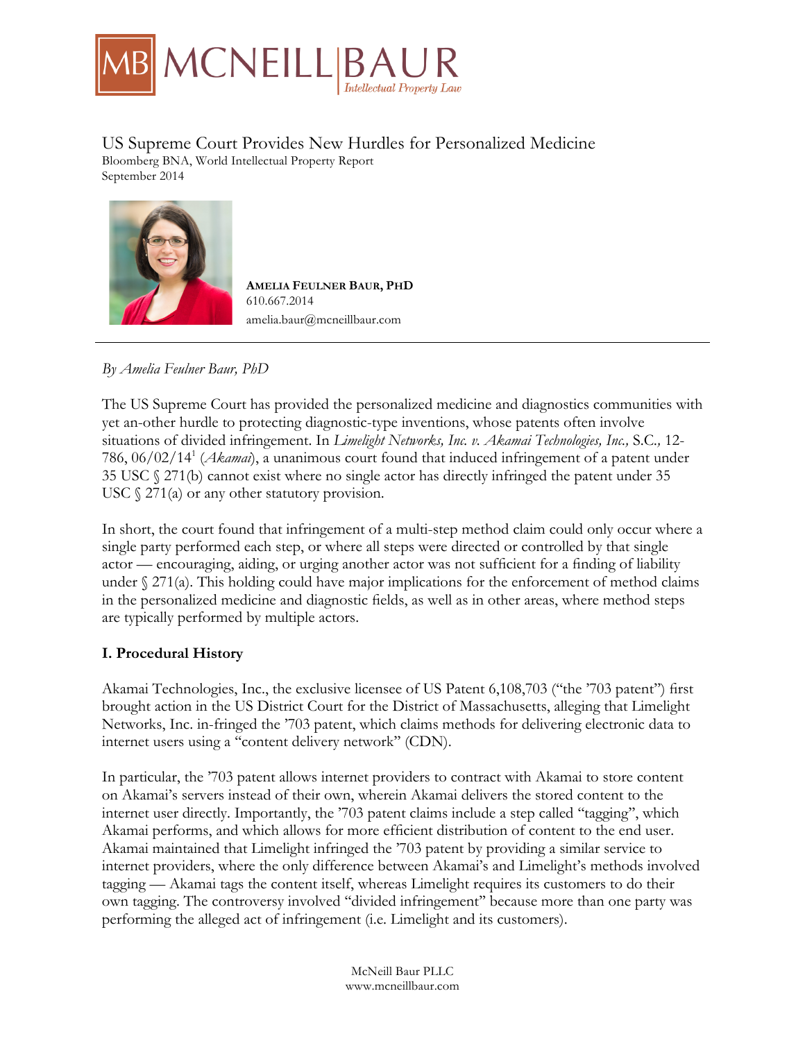# US Supreme Court Provides New Hurdles for Personalized Medicine

Bloomberg BNA, World Intellectual Property Report
September 2014

**AMELIA FEULNER BAUR, PHD**
610.667.2014
amelia.baur@mcneillbaur.com

---

*By Amelia Feulner Baur, PhD*

The US Supreme Court has provided the personalized medicine and diagnostics communities with yet an-other hurdle to protecting diagnostic-type inventions, whose patents often involve situations of divided infringement. In *Limelight Networks, Inc. v. Akamai Technologies, Inc.,* S.C., 12-786, 06/02/14[1] (*Akamai*), a unanimous court found that induced infringement of a patent under 35 USC § 271(b) cannot exist where no single actor has directly infringed the patent under 35 USC § 271(a) or any other statutory provision.

In short, the court found that infringement of a multi-step method claim could only occur where a single party performed each step, or where all steps were directed or controlled by that single actor — encouraging, aiding, or urging another actor was not sufficient for a finding of liability under § 271(a). This holding could have major implications for the enforcement of method claims in the personalized medicine and diagnostic fields, as well as in other areas, where method steps are typically performed by multiple actors.

## I. Procedural History

Akamai Technologies, Inc., the exclusive licensee of US Patent 6,108,703 ("the '703 patent") first brought action in the US District Court for the District of Massachusetts, alleging that Limelight Networks, Inc. in-fringed the '703 patent, which claims methods for delivering electronic data to internet users using a "content delivery network" (CDN).

In particular, the '703 patent allows internet providers to contract with Akamai to store content on Akamai's servers instead of their own, wherein Akamai delivers the stored content to the internet user directly. Importantly, the '703 patent claims include a step called "tagging", which Akamai performs, and which allows for more efficient distribution of content to the end user. Akamai maintained that Limelight infringed the '703 patent by providing a similar service to internet providers, where the only difference between Akamai's and Limelight's methods involved tagging — Akamai tags the content itself, whereas Limelight requires its customers to do their own tagging. The controversy involved "divided infringement" because more than one party was performing the alleged act of infringement (i.e. Limelight and its customers).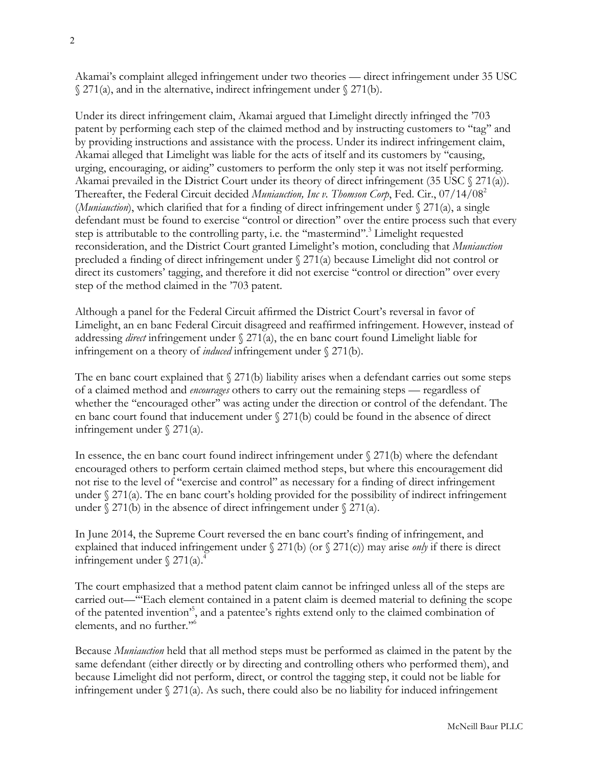Akamai's complaint alleged infringement under two theories — direct infringement under 35 USC § 271(a), and in the alternative, indirect infringement under § 271(b).

Under its direct infringement claim, Akamai argued that Limelight directly infringed the '703 patent by performing each step of the claimed method and by instructing customers to "tag" and by providing instructions and assistance with the process. Under its indirect infringement claim, Akamai alleged that Limelight was liable for the acts of itself and its customers by "causing, urging, encouraging, or aiding" customers to perform the only step it was not itself performing. Akamai prevailed in the District Court under its theory of direct infringement (35 USC § 271(a)). Thereafter, the Federal Circuit decided *Muniauction, Inc v. Thomson Corp*, Fed. Cir., 07/14/08[2] (*Muniauction*), which clarified that for a finding of direct infringement under § 271(a), a single defendant must be found to exercise "control or direction" over the entire process such that every step is attributable to the controlling party, i.e. the "mastermind".[3] Limelight requested reconsideration, and the District Court granted Limelight's motion, concluding that *Muniauction* precluded a finding of direct infringement under § 271(a) because Limelight did not control or direct its customers' tagging, and therefore it did not exercise "control or direction" over every step of the method claimed in the '703 patent.

Although a panel for the Federal Circuit affirmed the District Court's reversal in favor of Limelight, an en banc Federal Circuit disagreed and reaffirmed infringement. However, instead of addressing *direct* infringement under § 271(a), the en banc court found Limelight liable for infringement on a theory of *induced* infringement under § 271(b).

The en banc court explained that § 271(b) liability arises when a defendant carries out some steps of a claimed method and *encourages* others to carry out the remaining steps — regardless of whether the "encouraged other" was acting under the direction or control of the defendant. The en banc court found that inducement under § 271(b) could be found in the absence of direct infringement under § 271(a).

In essence, the en banc court found indirect infringement under § 271(b) where the defendant encouraged others to perform certain claimed method steps, but where this encouragement did not rise to the level of "exercise and control" as necessary for a finding of direct infringement under § 271(a). The en banc court's holding provided for the possibility of indirect infringement under § 271(b) in the absence of direct infringement under § 271(a).

In June 2014, the Supreme Court reversed the en banc court's finding of infringement, and explained that induced infringement under § 271(b) (or § 271(c)) may arise *only* if there is direct infringement under § 271(a).[4]

The court emphasized that a method patent claim cannot be infringed unless all of the steps are carried out—"'Each element contained in a patent claim is deemed material to defining the scope of the patented invention'[5], and a patentee's rights extend only to the claimed combination of elements, and no further."[6]

Because *Muniauction* held that all method steps must be performed as claimed in the patent by the same defendant (either directly or by directing and controlling others who performed them), and because Limelight did not perform, direct, or control the tagging step, it could not be liable for infringement under § 271(a). As such, there could also be no liability for induced infringement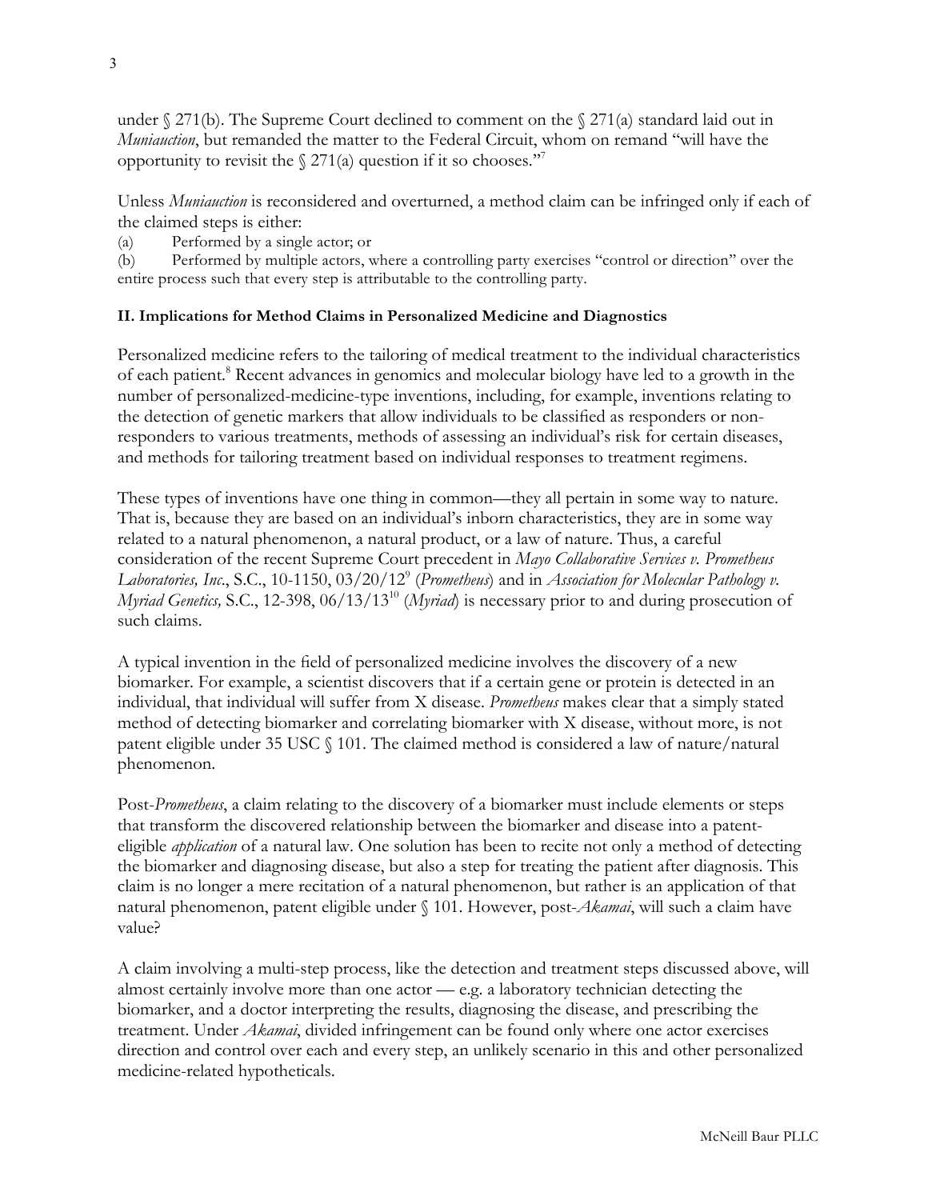under § 271(b). The Supreme Court declined to comment on the § 271(a) standard laid out in *Muniauction*, but remanded the matter to the Federal Circuit, whom on remand "will have the opportunity to revisit the § 271(a) question if it so chooses."[7]

Unless *Muniauction* is reconsidered and overturned, a method claim can be infringed only if each of the claimed steps is either:

(a) Performed by a single actor; or

(b) Performed by multiple actors, where a controlling party exercises "control or direction" over the entire process such that every step is attributable to the controlling party.

**II. Implications for Method Claims in Personalized Medicine and Diagnostics**

Personalized medicine refers to the tailoring of medical treatment to the individual characteristics of each patient.[8] Recent advances in genomics and molecular biology have led to a growth in the number of personalized-medicine-type inventions, including, for example, inventions relating to the detection of genetic markers that allow individuals to be classified as responders or non-responders to various treatments, methods of assessing an individual's risk for certain diseases, and methods for tailoring treatment based on individual responses to treatment regimens.

These types of inventions have one thing in common—they all pertain in some way to nature. That is, because they are based on an individual's inborn characteristics, they are in some way related to a natural phenomenon, a natural product, or a law of nature. Thus, a careful consideration of the recent Supreme Court precedent in *Mayo Collaborative Services v. Prometheus Laboratories, Inc*., S.C., 10-1150, 03/20/12[9] (*Prometheus*) and in *Association for Molecular Pathology v. Myriad Genetics,* S.C., 12-398, 06/13/13[10] (*Myriad*) is necessary prior to and during prosecution of such claims.

A typical invention in the field of personalized medicine involves the discovery of a new biomarker. For example, a scientist discovers that if a certain gene or protein is detected in an individual, that individual will suffer from X disease. *Prometheus* makes clear that a simply stated method of detecting biomarker and correlating biomarker with X disease, without more, is not patent eligible under 35 USC § 101. The claimed method is considered a law of nature/natural phenomenon.

Post-*Prometheus*, a claim relating to the discovery of a biomarker must include elements or steps that transform the discovered relationship between the biomarker and disease into a patent-eligible *application* of a natural law. One solution has been to recite not only a method of detecting the biomarker and diagnosing disease, but also a step for treating the patient after diagnosis. This claim is no longer a mere recitation of a natural phenomenon, but rather is an application of that natural phenomenon, patent eligible under § 101. However, post-*Akamai*, will such a claim have value?

A claim involving a multi-step process, like the detection and treatment steps discussed above, will almost certainly involve more than one actor — e.g. a laboratory technician detecting the biomarker, and a doctor interpreting the results, diagnosing the disease, and prescribing the treatment. Under *Akamai*, divided infringement can be found only where one actor exercises direction and control over each and every step, an unlikely scenario in this and other personalized medicine-related hypotheticals.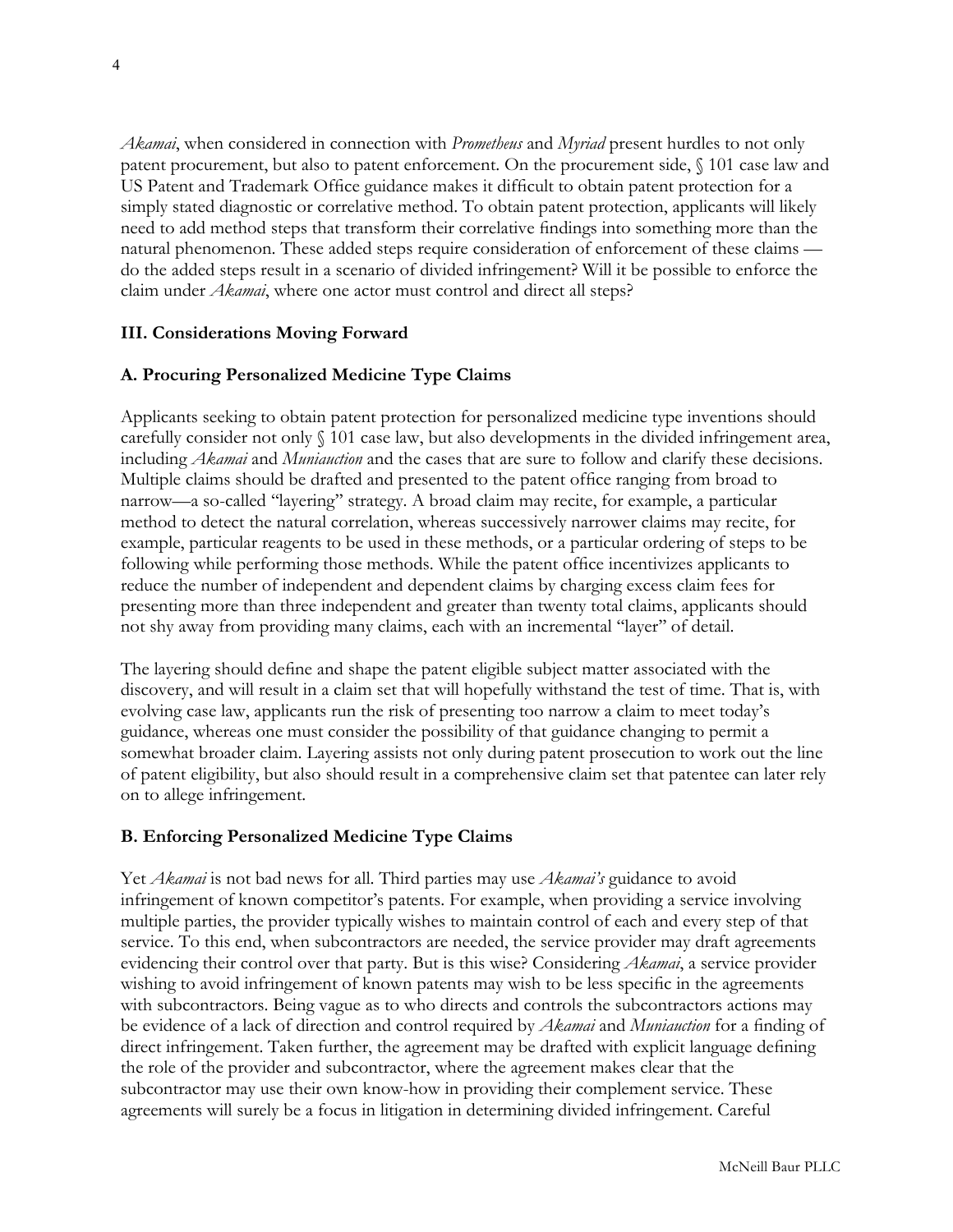*Akamai*, when considered in connection with *Prometheus* and *Myriad* present hurdles to not only patent procurement, but also to patent enforcement. On the procurement side, § 101 case law and US Patent and Trademark Office guidance makes it difficult to obtain patent protection for a simply stated diagnostic or correlative method. To obtain patent protection, applicants will likely need to add method steps that transform their correlative findings into something more than the natural phenomenon. These added steps require consideration of enforcement of these claims — do the added steps result in a scenario of divided infringement? Will it be possible to enforce the claim under *Akamai*, where one actor must control and direct all steps?

## III. Considerations Moving Forward

### A. Procuring Personalized Medicine Type Claims

Applicants seeking to obtain patent protection for personalized medicine type inventions should carefully consider not only § 101 case law, but also developments in the divided infringement area, including *Akamai* and *Muniauction* and the cases that are sure to follow and clarify these decisions. Multiple claims should be drafted and presented to the patent office ranging from broad to narrow—a so-called "layering" strategy. A broad claim may recite, for example, a particular method to detect the natural correlation, whereas successively narrower claims may recite, for example, particular reagents to be used in these methods, or a particular ordering of steps to be following while performing those methods. While the patent office incentivizes applicants to reduce the number of independent and dependent claims by charging excess claim fees for presenting more than three independent and greater than twenty total claims, applicants should not shy away from providing many claims, each with an incremental "layer" of detail.

The layering should define and shape the patent eligible subject matter associated with the discovery, and will result in a claim set that will hopefully withstand the test of time. That is, with evolving case law, applicants run the risk of presenting too narrow a claim to meet today's guidance, whereas one must consider the possibility of that guidance changing to permit a somewhat broader claim. Layering assists not only during patent prosecution to work out the line of patent eligibility, but also should result in a comprehensive claim set that patentee can later rely on to allege infringement.

### B. Enforcing Personalized Medicine Type Claims

Yet *Akamai* is not bad news for all. Third parties may use *Akamai's* guidance to avoid infringement of known competitor's patents. For example, when providing a service involving multiple parties, the provider typically wishes to maintain control of each and every step of that service. To this end, when subcontractors are needed, the service provider may draft agreements evidencing their control over that party. But is this wise? Considering *Akamai*, a service provider wishing to avoid infringement of known patents may wish to be less specific in the agreements with subcontractors. Being vague as to who directs and controls the subcontractors actions may be evidence of a lack of direction and control required by *Akamai* and *Muniauction* for a finding of direct infringement. Taken further, the agreement may be drafted with explicit language defining the role of the provider and subcontractor, where the agreement makes clear that the subcontractor may use their own know-how in providing their complement service. These agreements will surely be a focus in litigation in determining divided infringement. Careful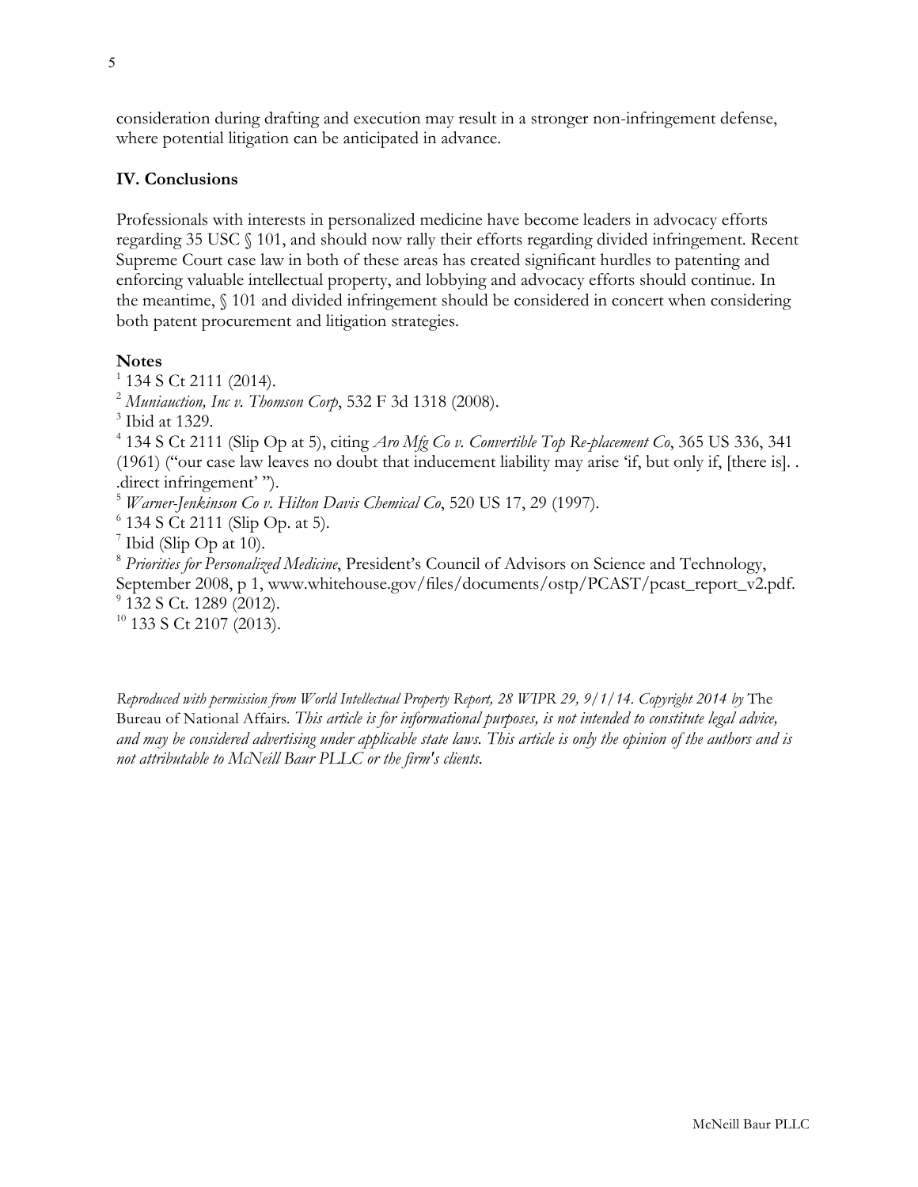consideration during drafting and execution may result in a stronger non-infringement defense, where potential litigation can be anticipated in advance.

### IV. Conclusions

Professionals with interests in personalized medicine have become leaders in advocacy efforts regarding 35 USC § 101, and should now rally their efforts regarding divided infringement. Recent Supreme Court case law in both of these areas has created significant hurdles to patenting and enforcing valuable intellectual property, and lobbying and advocacy efforts should continue. In the meantime, § 101 and divided infringement should be considered in concert when considering both patent procurement and litigation strategies.

### Notes

[1] 134 S Ct 2111 (2014).
[2] *Muniauction, Inc v. Thomson Corp*, 532 F 3d 1318 (2008).
[3] Ibid at 1329.
[4] 134 S Ct 2111 (Slip Op at 5), citing *Aro Mfg Co v. Convertible Top Re-placement Co*, 365 US 336, 341 (1961) ("our case law leaves no doubt that inducement liability may arise 'if, but only if, [there is]. . .direct infringement' ").
[5] *Warner-Jenkinson Co v. Hilton Davis Chemical Co*, 520 US 17, 29 (1997).
[6] 134 S Ct 2111 (Slip Op. at 5).
[7] Ibid (Slip Op at 10).
[8] *Priorities for Personalized Medicine*, President's Council of Advisors on Science and Technology, September 2008, p 1, www.whitehouse.gov/files/documents/ostp/PCAST/pcast_report_v2.pdf.
[9] 132 S Ct. 1289 (2012).
[10] 133 S Ct 2107 (2013).

*Reproduced with permission from World Intellectual Property Report, 28 WIPR 29, 9/1/14. Copyright 2014 by* The Bureau of National Affairs. *This article is for informational purposes, is not intended to constitute legal advice, and may be considered advertising under applicable state laws. This article is only the opinion of the authors and is not attributable to McNeill Baur PLLC or the firm's clients.*